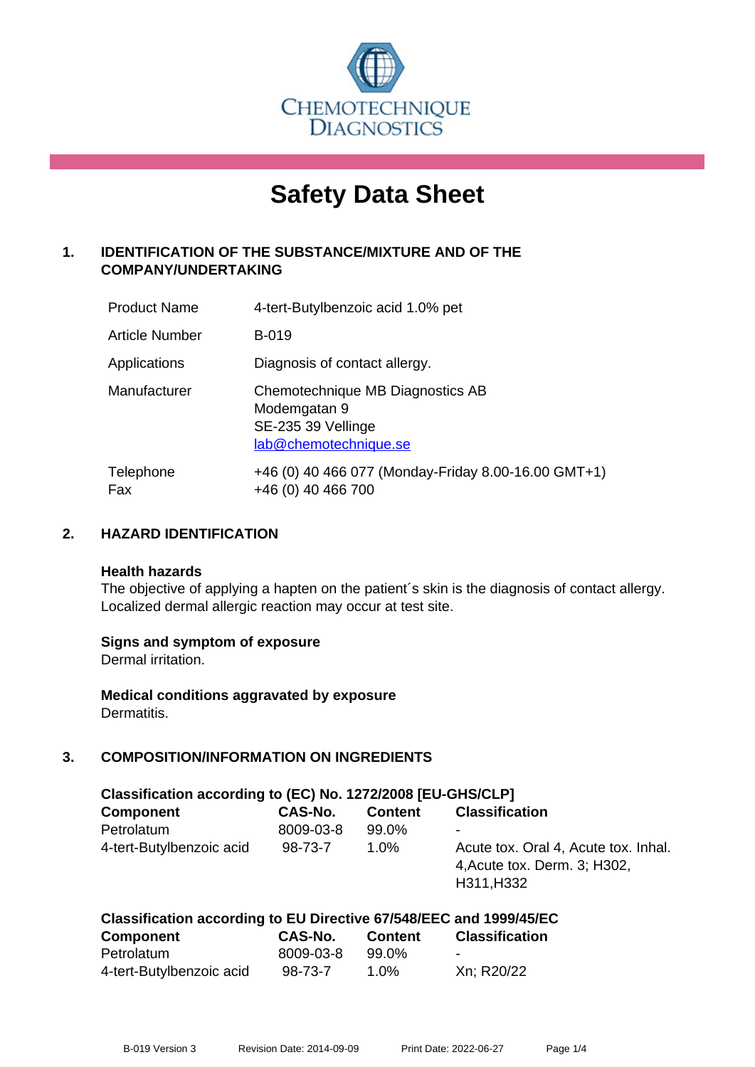CHEMOTECHNIQUE DIAGNOSTICS

# Safety Data Sheet

## 1. IDENTIFICATION OF THE SUBSTANCE/MIXTURE AND OF THE COMPANY/UNDERTAKING

| | |
|---|---|
| Product Name | 4-tert-Butylbenzoic acid 1.0% pet |
| Article Number | B-019 |
| Applications | Diagnosis of contact allergy. |
| Manufacturer | Chemotechnique MB Diagnostics AB<br>Modemgatan 9<br>SE-235 39 Vellinge<br>lab@chemotechnique.se |
| Telephone<br>Fax | +46 (0) 40 466 077 (Monday-Friday 8.00-16.00 GMT+1)<br>+46 (0) 40 466 700 |

## 2. HAZARD IDENTIFICATION

**Health hazards**

The objective of applying a hapten on the patient´s skin is the diagnosis of contact allergy. Localized dermal allergic reaction may occur at test site.

**Signs and symptom of exposure**

Dermal irritation.

**Medical conditions aggravated by exposure**

Dermatitis.

## 3. COMPOSITION/INFORMATION ON INGREDIENTS

**Classification according to (EC) No. 1272/2008 [EU-GHS/CLP]**

| Component | CAS-No. | Content | Classification |
|---|---|---|---|
| Petrolatum | 8009-03-8 | 99.0% | - |
| 4-tert-Butylbenzoic acid | 98-73-7 | 1.0% | Acute tox. Oral 4, Acute tox. Inhal. 4,Acute tox. Derm. 3; H302, H311,H332 |

**Classification according to EU Directive 67/548/EEC and 1999/45/EC**

| Component | CAS-No. | Content | Classification |
|---|---|---|---|
| Petrolatum | 8009-03-8 | 99.0% | - |
| 4-tert-Butylbenzoic acid | 98-73-7 | 1.0% | Xn; R20/22 |

B-019 Version 3 Revision Date: 2014-09-09 Print Date: 2022-06-27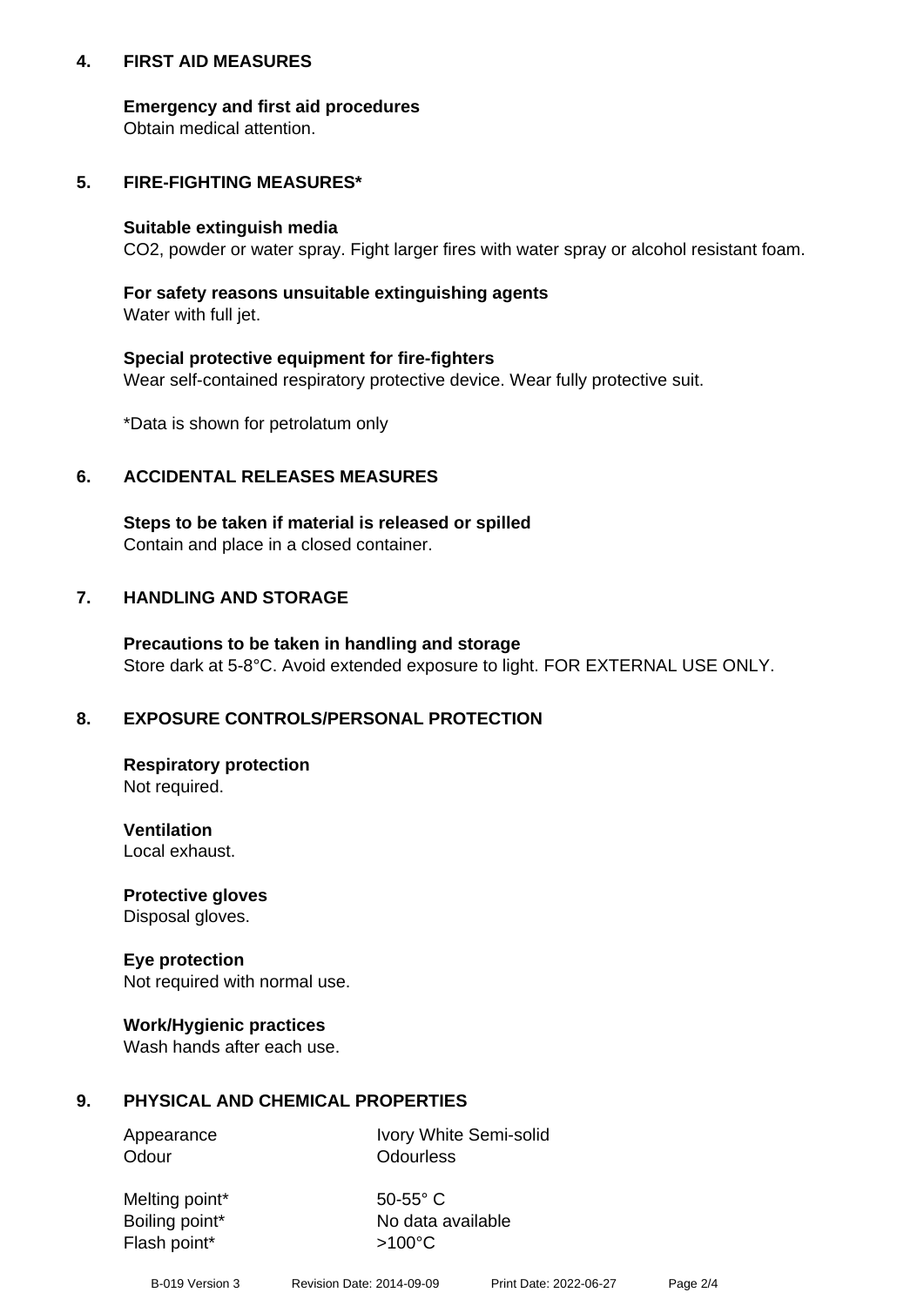## 4. FIRST AID MEASURES

**Emergency and first aid procedures**
Obtain medical attention.

## 5. FIRE-FIGHTING MEASURES*

**Suitable extinguish media**
$CO_2$, powder or water spray. Fight larger fires with water spray or alcohol resistant foam.

**For safety reasons unsuitable extinguishing agents**
Water with full jet.

**Special protective equipment for fire-fighters**
Wear self-contained respiratory protective device. Wear fully protective suit.

*Data is shown for petrolatum only

## 6. ACCIDENTAL RELEASES MEASURES

**Steps to be taken if material is released or spilled**
Contain and place in a closed container.

## 7. HANDLING AND STORAGE

**Precautions to be taken in handling and storage**
Store dark at 5-8°C. Avoid extended exposure to light. FOR EXTERNAL USE ONLY.

## 8. EXPOSURE CONTROLS/PERSONAL PROTECTION

**Respiratory protection**
Not required.

**Ventilation**
Local exhaust.

**Protective gloves**
Disposal gloves.

**Eye protection**
Not required with normal use.

**Work/Hygienic practices**
Wash hands after each use.

## 9. PHYSICAL AND CHEMICAL PROPERTIES

| | |
|---|---|
| Appearance | Ivory White Semi-solid |
| Odour | Odourless |
| Melting point* | 50-55° C |
| Boiling point* | No data available |
| Flash point* | >100°C |

B-019 Version 3 Revision Date: 2014-09-09 Print Date: 2022-06-27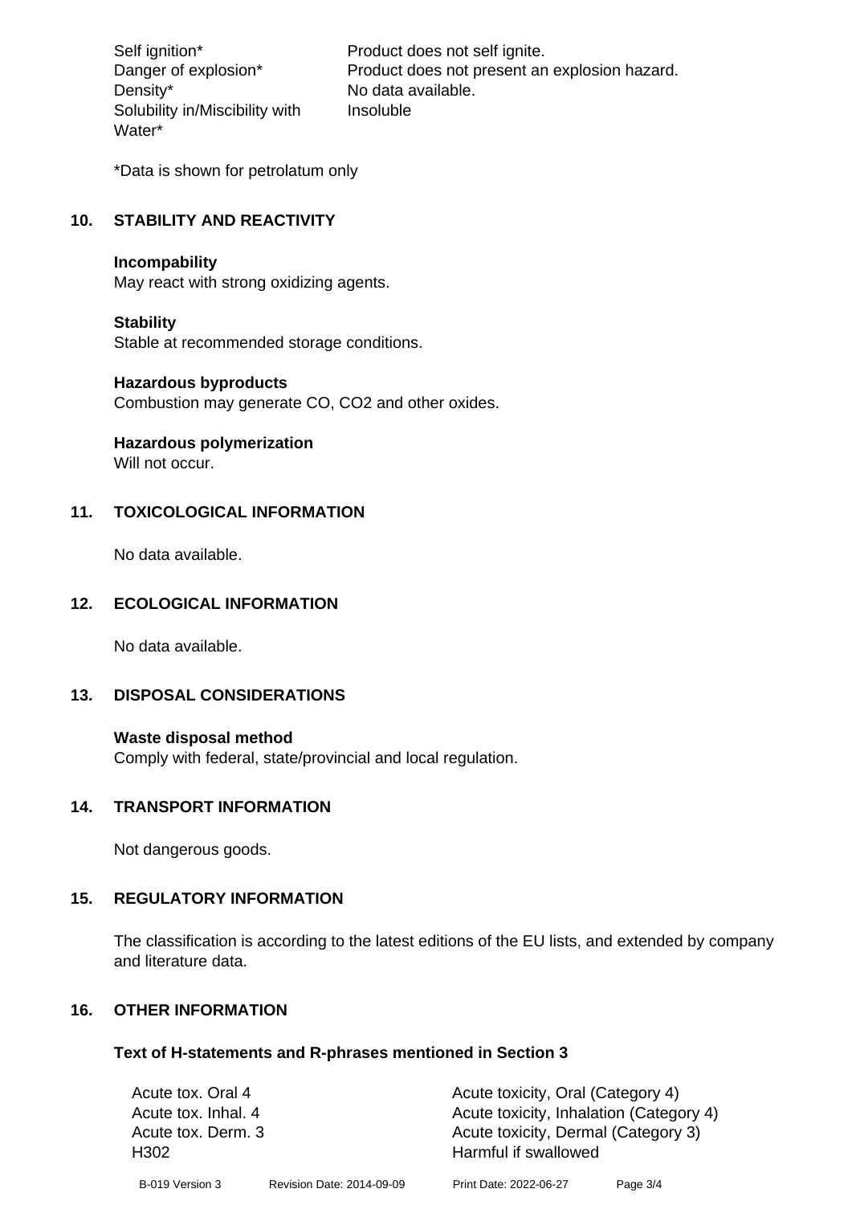| | |
|---|---|
| Self ignition* | Product does not self ignite. |
| Danger of explosion* | Product does not present an explosion hazard. |
| Density* | No data available. |
| Solubility in/Miscibility with Water* | Insoluble |

*Data is shown for petrolatum only

## 10. STABILITY AND REACTIVITY

**Incompability**
May react with strong oxidizing agents.

**Stability**
Stable at recommended storage conditions.

**Hazardous byproducts**
Combustion may generate CO, $CO_2$ and other oxides.

**Hazardous polymerization**
Will not occur.

## 11. TOXICOLOGICAL INFORMATION

No data available.

## 12. ECOLOGICAL INFORMATION

No data available.

## 13. DISPOSAL CONSIDERATIONS

**Waste disposal method**
Comply with federal, state/provincial and local regulation.

## 14. TRANSPORT INFORMATION

Not dangerous goods.

## 15. REGULATORY INFORMATION

The classification is according to the latest editions of the EU lists, and extended by company and literature data.

## 16. OTHER INFORMATION

### Text of H-statements and R-phrases mentioned in Section 3

| | |
|---|---|
| Acute tox. Oral 4 | Acute toxicity, Oral (Category 4) |
| Acute tox. Inhal. 4 | Acute toxicity, Inhalation (Category 4) |
| Acute tox. Derm. 3 | Acute toxicity, Dermal (Category 3) |
| H302 | Harmful if swallowed |

B-019 Version 3 Revision Date: 2014-09-09 Print Date: 2022-06-27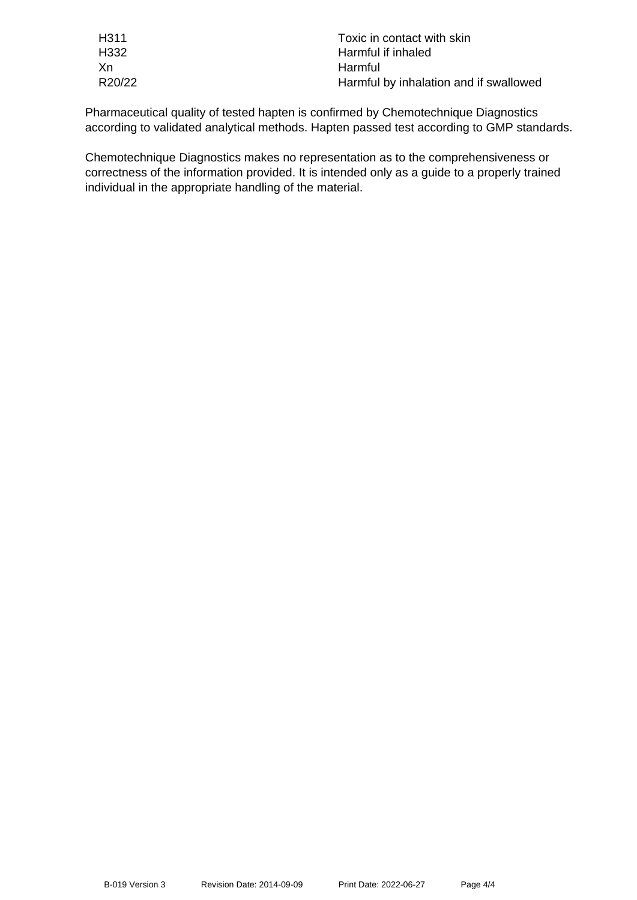| | |
|---|---|
| H311 | Toxic in contact with skin |
| H332 | Harmful if inhaled |
| Xn | Harmful |
| R20/22 | Harmful by inhalation and if swallowed |

Pharmaceutical quality of tested hapten is confirmed by Chemotechnique Diagnostics according to validated analytical methods. Hapten passed test according to GMP standards.

Chemotechnique Diagnostics makes no representation as to the comprehensiveness or correctness of the information provided. It is intended only as a guide to a properly trained individual in the appropriate handling of the material.